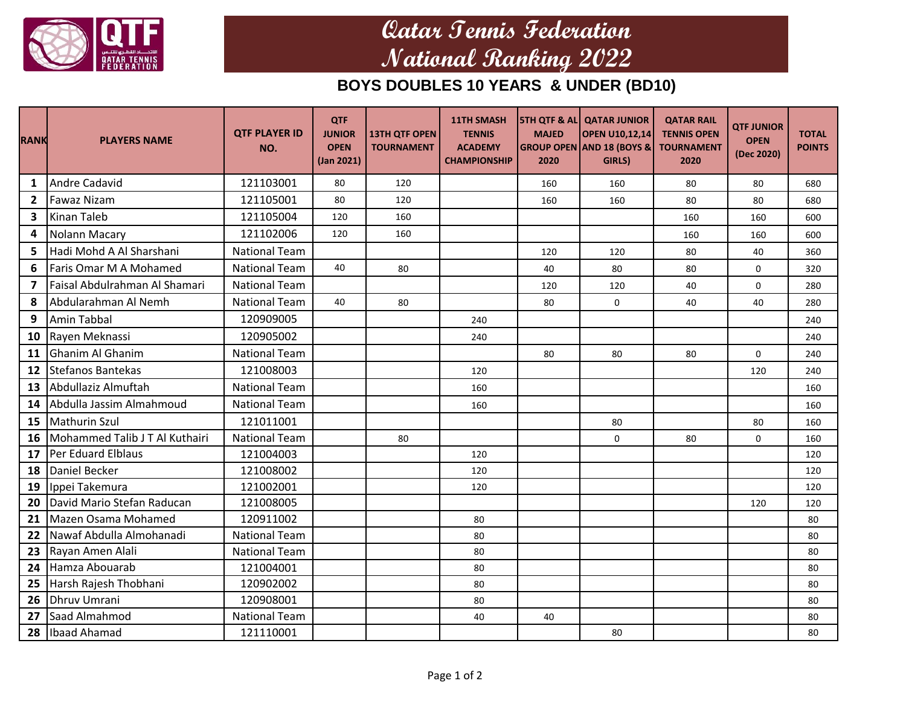# Qatar Tennis Federation
# National Ranking 2022

## BOYS DOUBLES 10 YEARS & UNDER (BD10)

| RANK | PLAYERS NAME | QTF PLAYER ID NO. | QTF JUNIOR OPEN (Jan 2021) | 13TH QTF OPEN TOURNAMENT | 11TH SMASH TENNIS ACADEMY CHAMPIONSHIP | 5TH QTF & AL MAJED GROUP OPEN 2020 | QATAR JUNIOR OPEN U10,12,14 AND 18 (BOYS & GIRLS) | QATAR RAIL TENNIS OPEN TOURNAMENT 2020 | QTF JUNIOR OPEN (Dec 2020) | TOTAL POINTS |
|---|---|---|---|---|---|---|---|---|---|---|
| 1 | Andre Cadavid | 121103001 | 80 | 120 | | 160 | 160 | 80 | 80 | 680 |
| 2 | Fawaz Nizam | 121105001 | 80 | 120 | | 160 | 160 | 80 | 80 | 680 |
| 3 | Kinan Taleb | 121105004 | 120 | 160 | | | | 160 | 160 | 600 |
| 4 | Nolann Macary | 121102006 | 120 | 160 | | | | 160 | 160 | 600 |
| 5 | Hadi Mohd A Al Sharshani | National Team | | | | 120 | 120 | 80 | 40 | 360 |
| 6 | Faris Omar M A Mohamed | National Team | 40 | 80 | | 40 | 80 | 80 | 0 | 320 |
| 7 | Faisal Abdulrahman Al Shamari | National Team | | | | 120 | 120 | 40 | 0 | 280 |
| 8 | Abdularahman Al Nemh | National Team | 40 | 80 | | 80 | 0 | 40 | 40 | 280 |
| 9 | Amin Tabbal | 120909005 | | | 240 | | | | | 240 |
| 10 | Rayen Meknassi | 120905002 | | | 240 | | | | | 240 |
| 11 | Ghanim Al Ghanim | National Team | | | | 80 | 80 | 80 | 0 | 240 |
| 12 | Stefanos Bantekas | 121008003 | | | 120 | | | | 120 | 240 |
| 13 | Abdullaziz Almuftah | National Team | | | 160 | | | | | 160 |
| 14 | Abdulla Jassim Almahmoud | National Team | | | 160 | | | | | 160 |
| 15 | Mathurin Szul | 121011001 | | | | | 80 | | 80 | 160 |
| 16 | Mohammed Talib J T Al Kuthairi | National Team | | 80 | | | 0 | 80 | 0 | 160 |
| 17 | Per Eduard Elblaus | 121004003 | | | 120 | | | | | 120 |
| 18 | Daniel Becker | 121008002 | | | 120 | | | | | 120 |
| 19 | Ippei Takemura | 121002001 | | | 120 | | | | | 120 |
| 20 | David Mario Stefan Raducan | 121008005 | | | | | | | 120 | 120 |
| 21 | Mazen Osama Mohamed | 120911002 | | | 80 | | | | | 80 |
| 22 | Nawaf Abdulla Almohanadi | National Team | | | 80 | | | | | 80 |
| 23 | Rayan Amen Alali | National Team | | | 80 | | | | | 80 |
| 24 | Hamza Abouarab | 121004001 | | | 80 | | | | | 80 |
| 25 | Harsh Rajesh Thobhani | 120902002 | | | 80 | | | | | 80 |
| 26 | Dhruv Umrani | 120908001 | | | 80 | | | | | 80 |
| 27 | Saad Almahmod | National Team | | | 40 | 40 | | | | 80 |
| 28 | Ibaad Ahamad | 121110001 | | | | | 80 | | | 80 |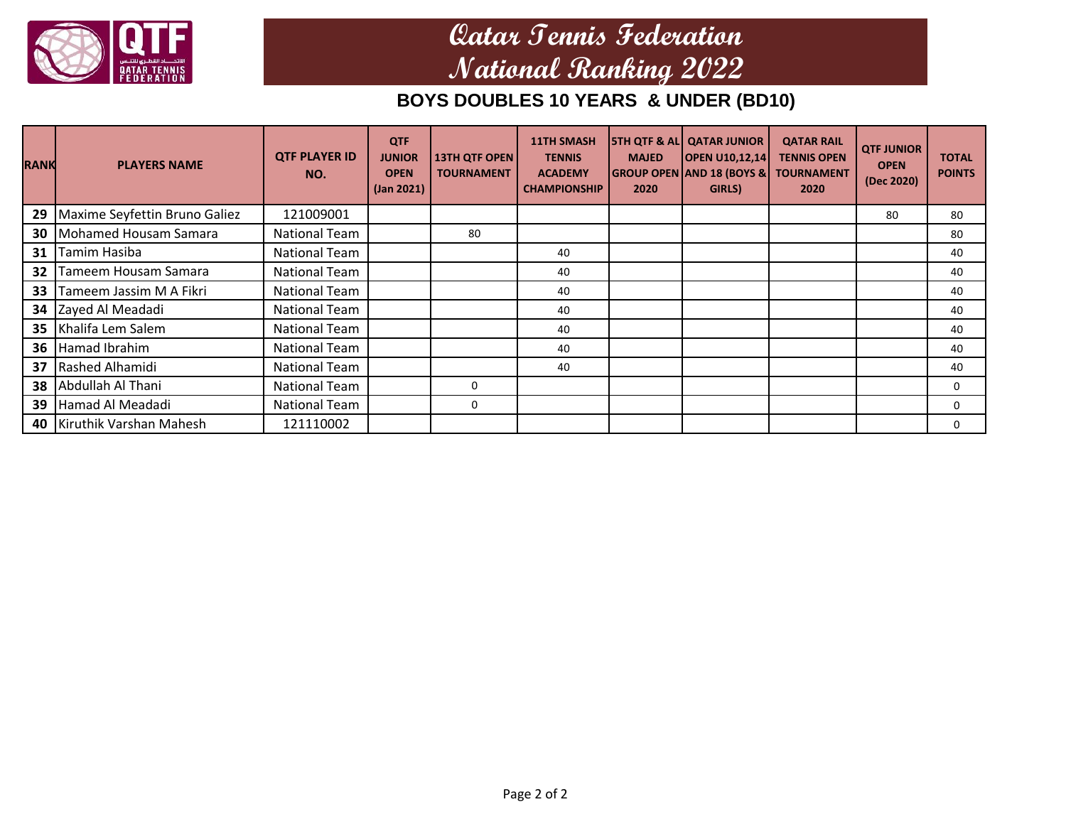# Qatar Tennis Federation
# National Ranking 2022

## BOYS DOUBLES 10 YEARS & UNDER (BD10)

| RANK | PLAYERS NAME | QTF PLAYER ID NO. | QTF JUNIOR OPEN (Jan 2021) | 13TH QTF OPEN TOURNAMENT | 11TH SMASH TENNIS ACADEMY CHAMPIONSHIP | 5TH QTF & AL MAJED GROUP OPEN 2020 | QATAR JUNIOR OPEN U10,12,14 AND 18 (BOYS & GIRLS) | QATAR RAIL TENNIS OPEN TOURNAMENT 2020 | QTF JUNIOR OPEN (Dec 2020) | TOTAL POINTS |
|---|---|---|---|---|---|---|---|---|---|---|
| 29 | Maxime Seyfettin Bruno Galiez | 121009001 | | | | | | | 80 | 80 |
| 30 | Mohamed Housam Samara | National Team | | 80 | | | | | | 80 |
| 31 | Tamim Hasiba | National Team | | | 40 | | | | | 40 |
| 32 | Tameem Housam Samara | National Team | | | 40 | | | | | 40 |
| 33 | Tameem Jassim M A Fikri | National Team | | | 40 | | | | | 40 |
| 34 | Zayed Al Meadadi | National Team | | | 40 | | | | | 40 |
| 35 | Khalifa Lem Salem | National Team | | | 40 | | | | | 40 |
| 36 | Hamad Ibrahim | National Team | | | 40 | | | | | 40 |
| 37 | Rashed Alhamidi | National Team | | | 40 | | | | | 40 |
| 38 | Abdullah Al Thani | National Team | | 0 | | | | | | 0 |
| 39 | Hamad Al Meadadi | National Team | | 0 | | | | | | 0 |
| 40 | Kiruthik Varshan Mahesh | 121110002 | | | | | | | | 0 |